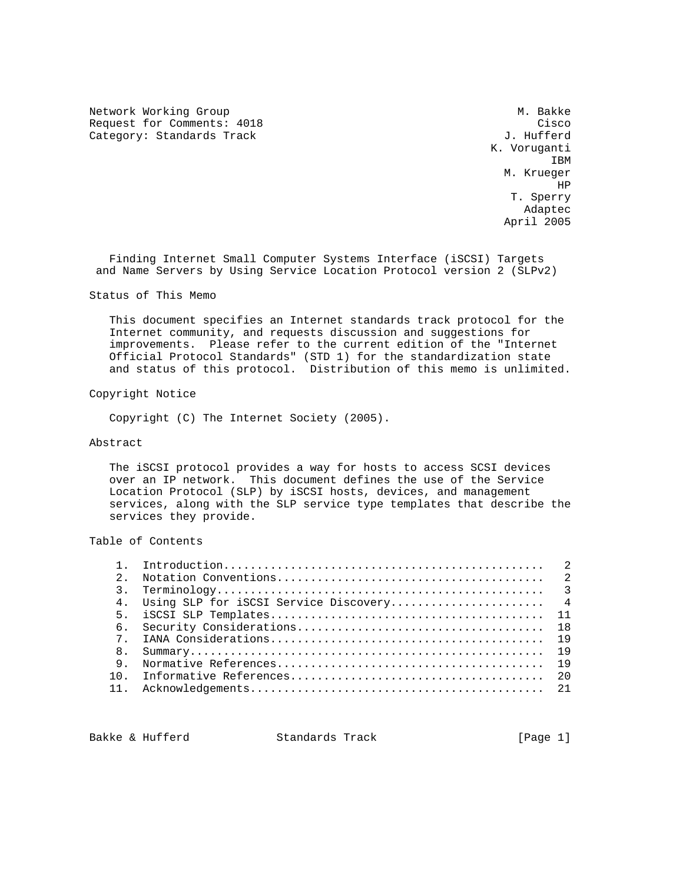Network Working Group — M. Bakke, Cisco
Request for Comments: 4018 — J. Hufferd, K. Voruganti, IBM
Category: Standards Track — M. Krueger, HP
T. Sperry, Adaptec
April 2005

# Finding Internet Small Computer Systems Interface (iSCSI) Targets and Name Servers by Using Service Location Protocol version 2 (SLPv2)

## Status of This Memo

This document specifies an Internet standards track protocol for the Internet community, and requests discussion and suggestions for improvements. Please refer to the current edition of the "Internet Official Protocol Standards" (STD 1) for the standardization state and status of this protocol. Distribution of this memo is unlimited.

## Copyright Notice

Copyright (C) The Internet Society (2005).

## Abstract

The iSCSI protocol provides a way for hosts to access SCSI devices over an IP network. This document defines the use of the Service Location Protocol (SLP) by iSCSI hosts, devices, and management services, along with the SLP service type templates that describe the services they provide.

## Table of Contents

1. Introduction ........................................... 2
2. Notation Conventions ................................... 2
3. Terminology ............................................ 3
4. Using SLP for iSCSI Service Discovery .................. 4
5. iSCSI SLP Templates .................................... 11
6. Security Considerations ................................ 18
7. IANA Considerations .................................... 19
8. Summary ................................................ 19
9. Normative References ................................... 19
10. Informative References ................................ 20
11. Acknowledgements ...................................... 21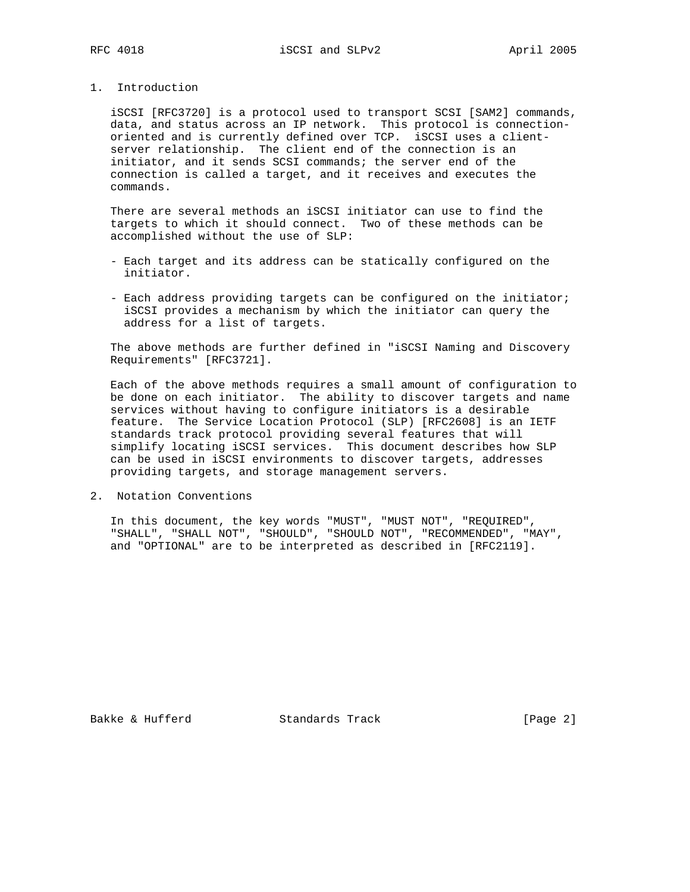## 1. Introduction

iSCSI [RFC3720] is a protocol used to transport SCSI [SAM2] commands, data, and status across an IP network. This protocol is connection-oriented and is currently defined over TCP. iSCSI uses a client-server relationship. The client end of the connection is an initiator, and it sends SCSI commands; the server end of the connection is called a target, and it receives and executes the commands.

There are several methods an iSCSI initiator can use to find the targets to which it should connect. Two of these methods can be accomplished without the use of SLP:

- Each target and its address can be statically configured on the initiator.
- Each address providing targets can be configured on the initiator; iSCSI provides a mechanism by which the initiator can query the address for a list of targets.

The above methods are further defined in "iSCSI Naming and Discovery Requirements" [RFC3721].

Each of the above methods requires a small amount of configuration to be done on each initiator. The ability to discover targets and name services without having to configure initiators is a desirable feature. The Service Location Protocol (SLP) [RFC2608] is an IETF standards track protocol providing several features that will simplify locating iSCSI services. This document describes how SLP can be used in iSCSI environments to discover targets, addresses providing targets, and storage management servers.

## 2. Notation Conventions

In this document, the key words "MUST", "MUST NOT", "REQUIRED", "SHALL", "SHALL NOT", "SHOULD", "SHOULD NOT", "RECOMMENDED", "MAY", and "OPTIONAL" are to be interpreted as described in [RFC2119].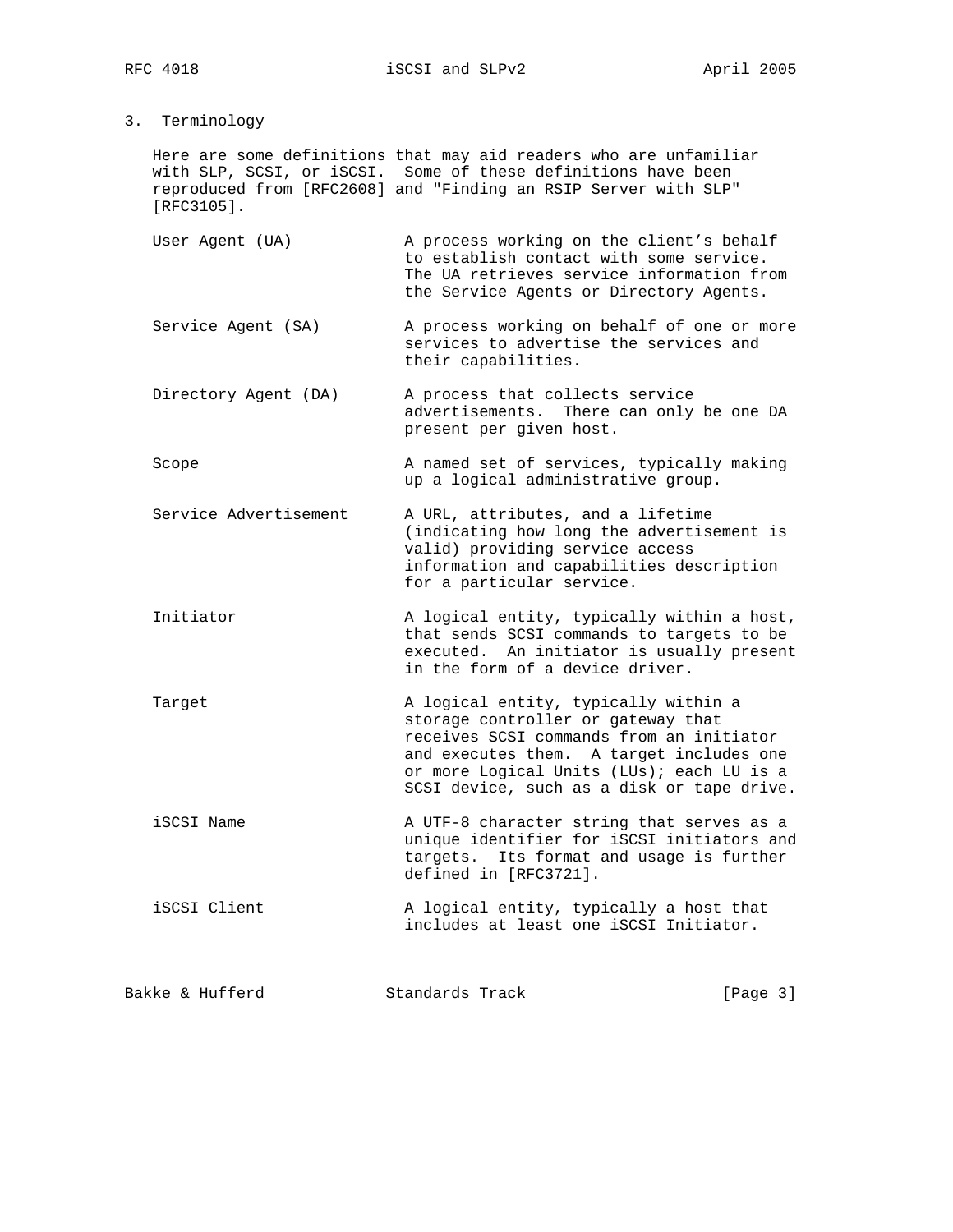## 3. Terminology

Here are some definitions that may aid readers who are unfamiliar with SLP, SCSI, or iSCSI. Some of these definitions have been reproduced from [RFC2608] and "Finding an RSIP Server with SLP" [RFC3105].

**User Agent (UA)** — A process working on the client's behalf to establish contact with some service. The UA retrieves service information from the Service Agents or Directory Agents.

**Service Agent (SA)** — A process working on behalf of one or more services to advertise the services and their capabilities.

**Directory Agent (DA)** — A process that collects service advertisements. There can only be one DA present per given host.

**Scope** — A named set of services, typically making up a logical administrative group.

**Service Advertisement** — A URL, attributes, and a lifetime (indicating how long the advertisement is valid) providing service access information and capabilities description for a particular service.

**Initiator** — A logical entity, typically within a host, that sends SCSI commands to targets to be executed. An initiator is usually present in the form of a device driver.

**Target** — A logical entity, typically within a storage controller or gateway that receives SCSI commands from an initiator and executes them. A target includes one or more Logical Units (LUs); each LU is a SCSI device, such as a disk or tape drive.

**iSCSI Name** — A UTF-8 character string that serves as a unique identifier for iSCSI initiators and targets. Its format and usage is further defined in [RFC3721].

**iSCSI Client** — A logical entity, typically a host that includes at least one iSCSI Initiator.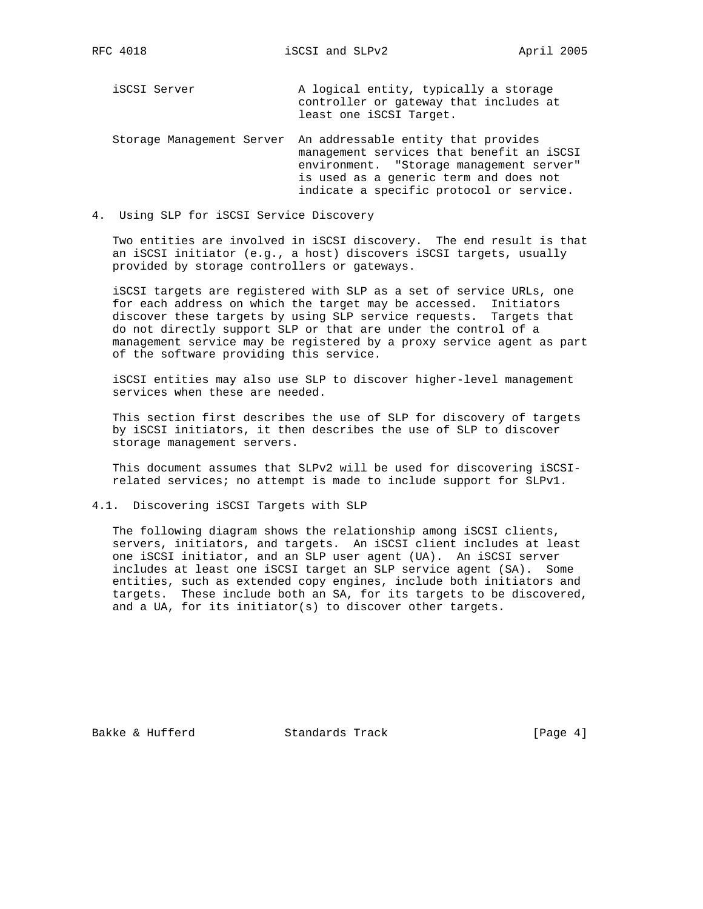iSCSI Server — A logical entity, typically a storage controller or gateway that includes at least one iSCSI Target.

Storage Management Server — An addressable entity that provides management services that benefit an iSCSI environment. "Storage management server" is used as a generic term and does not indicate a specific protocol or service.

## 4. Using SLP for iSCSI Service Discovery

Two entities are involved in iSCSI discovery. The end result is that an iSCSI initiator (e.g., a host) discovers iSCSI targets, usually provided by storage controllers or gateways.

iSCSI targets are registered with SLP as a set of service URLs, one for each address on which the target may be accessed. Initiators discover these targets by using SLP service requests. Targets that do not directly support SLP or that are under the control of a management service may be registered by a proxy service agent as part of the software providing this service.

iSCSI entities may also use SLP to discover higher-level management services when these are needed.

This section first describes the use of SLP for discovery of targets by iSCSI initiators, it then describes the use of SLP to discover storage management servers.

This document assumes that SLPv2 will be used for discovering iSCSI-related services; no attempt is made to include support for SLPv1.

### 4.1. Discovering iSCSI Targets with SLP

The following diagram shows the relationship among iSCSI clients, servers, initiators, and targets. An iSCSI client includes at least one iSCSI initiator, and an SLP user agent (UA). An iSCSI server includes at least one iSCSI target an SLP service agent (SA). Some entities, such as extended copy engines, include both initiators and targets. These include both an SA, for its targets to be discovered, and a UA, for its initiator(s) to discover other targets.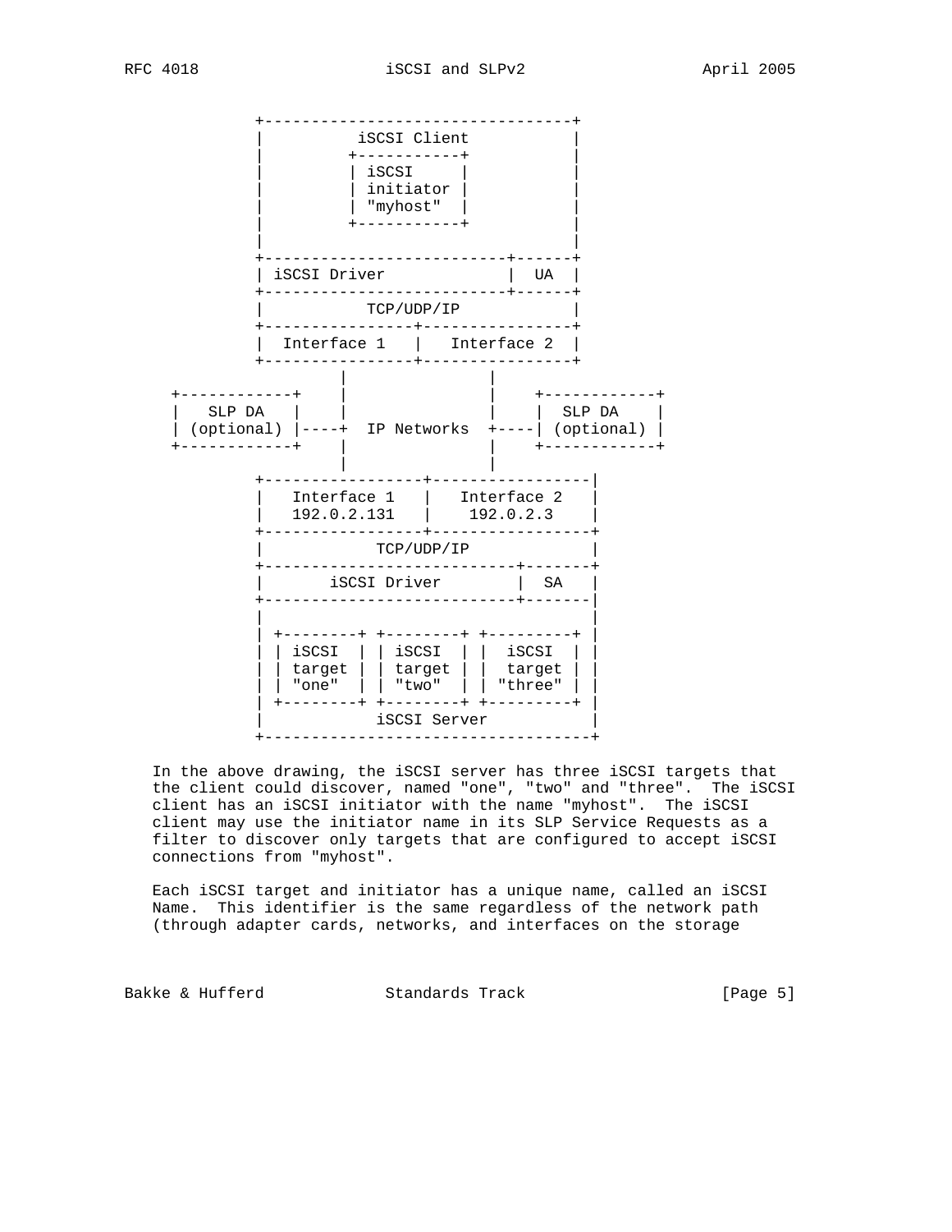```
          +----------------------------------+
          |          iSCSI Client            |
          |         +-----------+            |
          |         | iSCSI     |            |
          |         | initiator |            |
          |         | "myhost"  |            |
          |         +-----------+            |
          |                                  |
          +---------------------------+------+
          | iSCSI Driver              |  UA  |
          +---------------------------+------+
          |            TCP/UDP/IP            |
          +----------------+-----------------+
          |  Interface 1   |   Interface 2   |
          +----------------+-----------------+
                   |                |
 +------------+    |                |    +------------+
 |   SLP DA   |    |                |    |  SLP DA    |
 | (optional) |----+  IP Networks   +----| (optional) |
 +------------+    |                |    +------------+
                   |                |
          +-----------------+-----------------|
          |   Interface 1   |   Interface 2   |
          |   192.0.2.131   |    192.0.2.3    |
          +-----------------+-----------------+
          |            TCP/UDP/IP             |
          +---------------------------+-------+
          |       iSCSI Driver        |  SA   |
          +---------------------------+-------|
          |                                   |
          | +--------+ +--------+ +---------+ |
          | | iSCSI  | | iSCSI  | |  iSCSI  | |
          | | target | | target | |  target | |
          | | "one"  | | "two"  | | "three" | |
          | +--------+ +--------+ +---------+ |
          |            iSCSI Server           |
          +-----------------------------------+
```

In the above drawing, the iSCSI server has three iSCSI targets that the client could discover, named "one", "two" and "three". The iSCSI client has an iSCSI initiator with the name "myhost". The iSCSI client may use the initiator name in its SLP Service Requests as a filter to discover only targets that are configured to accept iSCSI connections from "myhost".

Each iSCSI target and initiator has a unique name, called an iSCSI Name. This identifier is the same regardless of the network path (through adapter cards, networks, and interfaces on the storage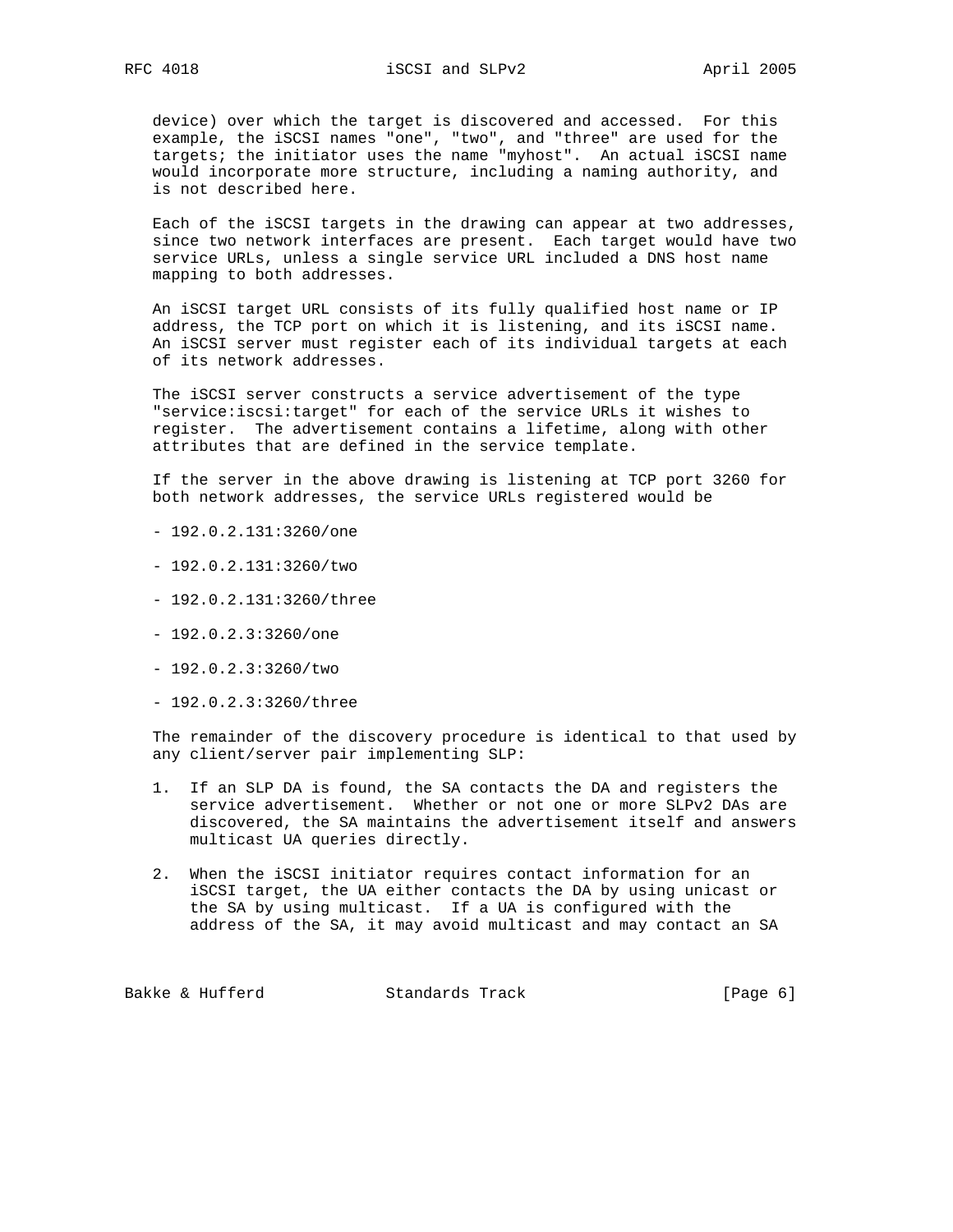device) over which the target is discovered and accessed. For this example, the iSCSI names "one", "two", and "three" are used for the targets; the initiator uses the name "myhost". An actual iSCSI name would incorporate more structure, including a naming authority, and is not described here.

Each of the iSCSI targets in the drawing can appear at two addresses, since two network interfaces are present. Each target would have two service URLs, unless a single service URL included a DNS host name mapping to both addresses.

An iSCSI target URL consists of its fully qualified host name or IP address, the TCP port on which it is listening, and its iSCSI name. An iSCSI server must register each of its individual targets at each of its network addresses.

The iSCSI server constructs a service advertisement of the type "service:iscsi:target" for each of the service URLs it wishes to register. The advertisement contains a lifetime, along with other attributes that are defined in the service template.

If the server in the above drawing is listening at TCP port 3260 for both network addresses, the service URLs registered would be

- 192.0.2.131:3260/one
- 192.0.2.131:3260/two
- 192.0.2.131:3260/three
- 192.0.2.3:3260/one
- 192.0.2.3:3260/two
- 192.0.2.3:3260/three

The remainder of the discovery procedure is identical to that used by any client/server pair implementing SLP:

1. If an SLP DA is found, the SA contacts the DA and registers the service advertisement. Whether or not one or more SLPv2 DAs are discovered, the SA maintains the advertisement itself and answers multicast UA queries directly.

2. When the iSCSI initiator requires contact information for an iSCSI target, the UA either contacts the DA by using unicast or the SA by using multicast. If a UA is configured with the address of the SA, it may avoid multicast and may contact an SA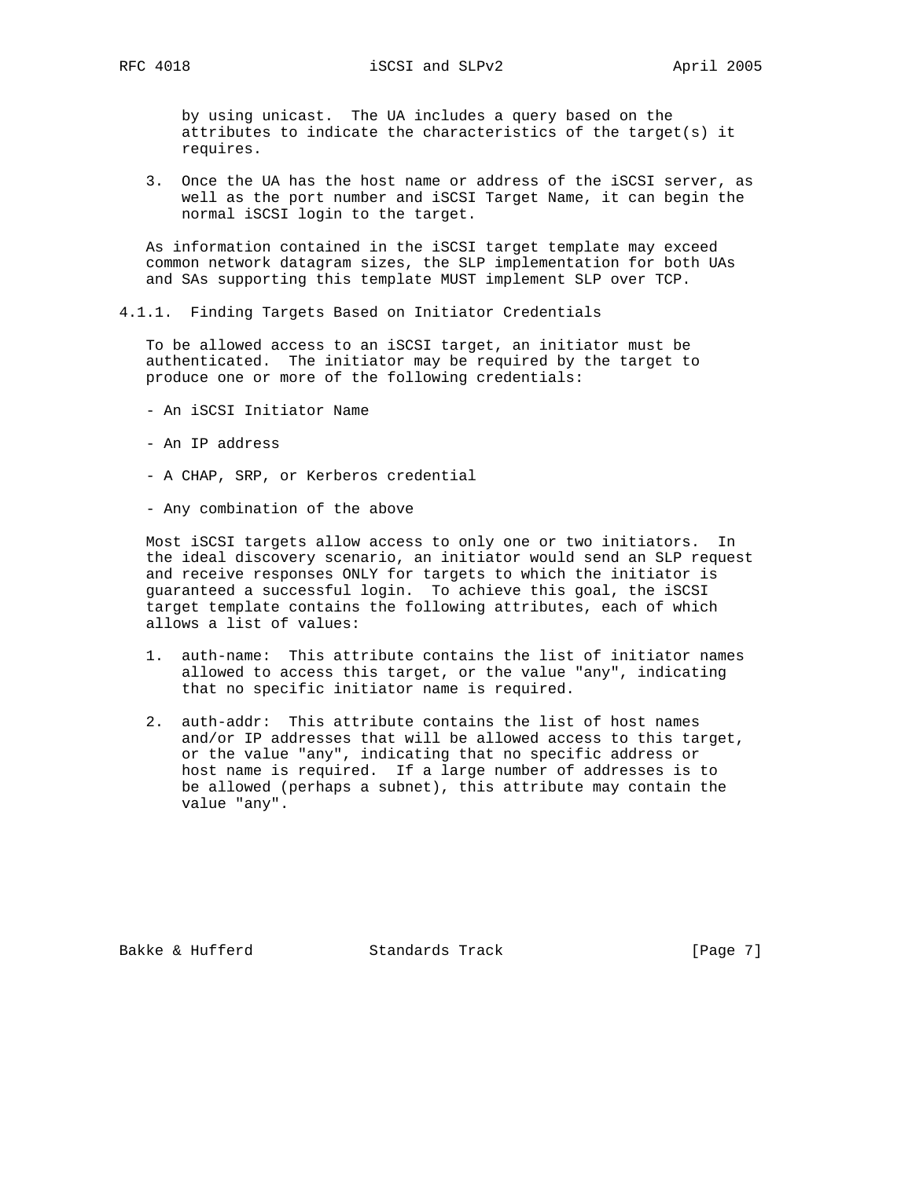by using unicast. The UA includes a query based on the attributes to indicate the characteristics of the target(s) it requires.

3. Once the UA has the host name or address of the iSCSI server, as well as the port number and iSCSI Target Name, it can begin the normal iSCSI login to the target.

As information contained in the iSCSI target template may exceed common network datagram sizes, the SLP implementation for both UAs and SAs supporting this template MUST implement SLP over TCP.

### 4.1.1. Finding Targets Based on Initiator Credentials

To be allowed access to an iSCSI target, an initiator must be authenticated. The initiator may be required by the target to produce one or more of the following credentials:

- An iSCSI Initiator Name
- An IP address
- A CHAP, SRP, or Kerberos credential
- Any combination of the above

Most iSCSI targets allow access to only one or two initiators. In the ideal discovery scenario, an initiator would send an SLP request and receive responses ONLY for targets to which the initiator is guaranteed a successful login. To achieve this goal, the iSCSI target template contains the following attributes, each of which allows a list of values:

1. auth-name: This attribute contains the list of initiator names allowed to access this target, or the value "any", indicating that no specific initiator name is required.

2. auth-addr: This attribute contains the list of host names and/or IP addresses that will be allowed access to this target, or the value "any", indicating that no specific address or host name is required. If a large number of addresses is to be allowed (perhaps a subnet), this attribute may contain the value "any".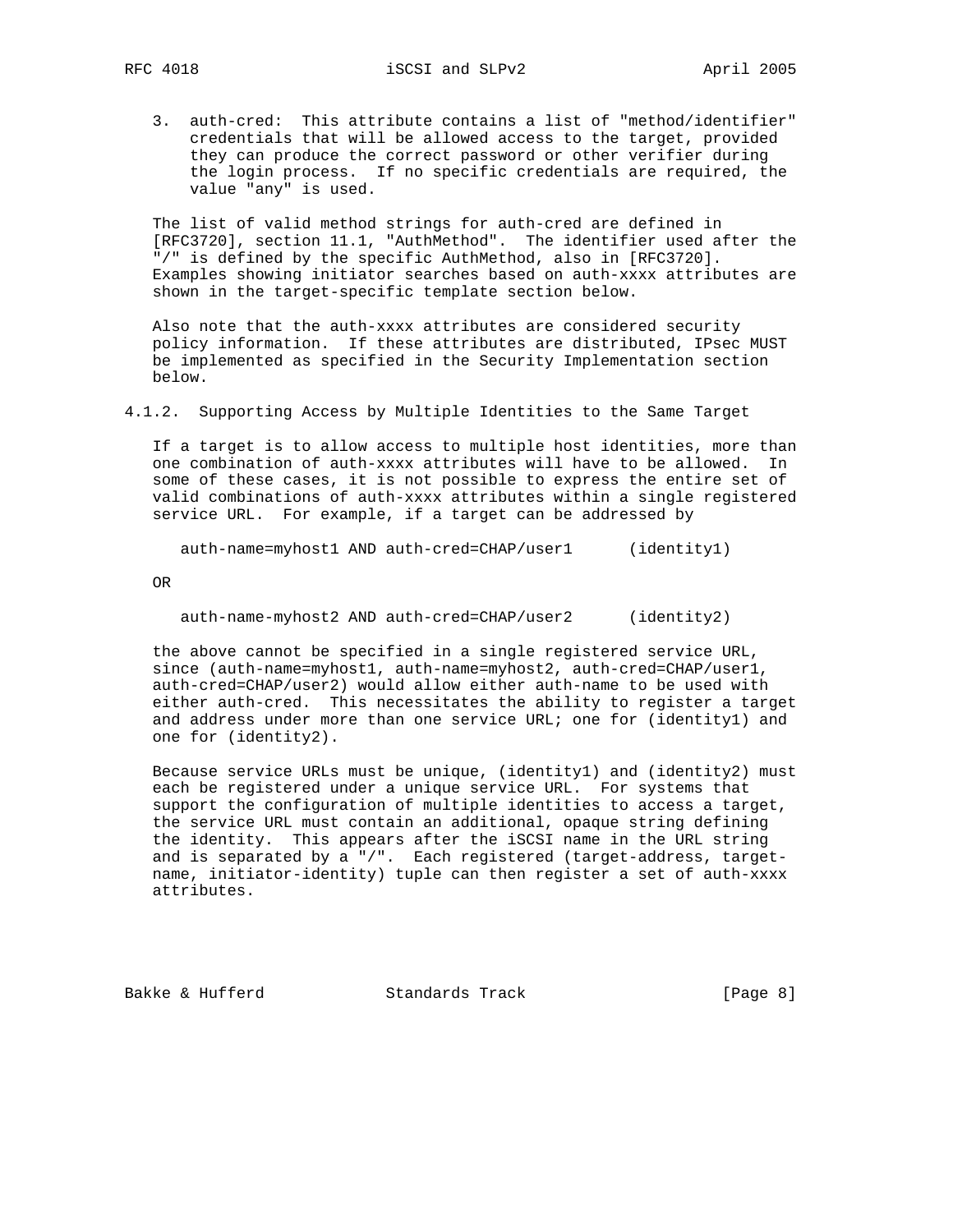3. auth-cred: This attribute contains a list of "method/identifier" credentials that will be allowed access to the target, provided they can produce the correct password or other verifier during the login process. If no specific credentials are required, the value "any" is used.

The list of valid method strings for auth-cred are defined in [RFC3720], section 11.1, "AuthMethod". The identifier used after the "/" is defined by the specific AuthMethod, also in [RFC3720]. Examples showing initiator searches based on auth-xxxx attributes are shown in the target-specific template section below.

Also note that the auth-xxxx attributes are considered security policy information. If these attributes are distributed, IPsec MUST be implemented as specified in the Security Implementation section below.

#### 4.1.2. Supporting Access by Multiple Identities to the Same Target

If a target is to allow access to multiple host identities, more than one combination of auth-xxxx attributes will have to be allowed. In some of these cases, it is not possible to express the entire set of valid combinations of auth-xxxx attributes within a single registered service URL. For example, if a target can be addressed by

```
auth-name=myhost1 AND auth-cred=CHAP/user1      (identity1)
```

OR

```
auth-name-myhost2 AND auth-cred=CHAP/user2      (identity2)
```

the above cannot be specified in a single registered service URL, since (auth-name=myhost1, auth-name=myhost2, auth-cred=CHAP/user1, auth-cred=CHAP/user2) would allow either auth-name to be used with either auth-cred. This necessitates the ability to register a target and address under more than one service URL; one for (identity1) and one for (identity2).

Because service URLs must be unique, (identity1) and (identity2) must each be registered under a unique service URL. For systems that support the configuration of multiple identities to access a target, the service URL must contain an additional, opaque string defining the identity. This appears after the iSCSI name in the URL string and is separated by a "/". Each registered (target-address, target-name, initiator-identity) tuple can then register a set of auth-xxxx attributes.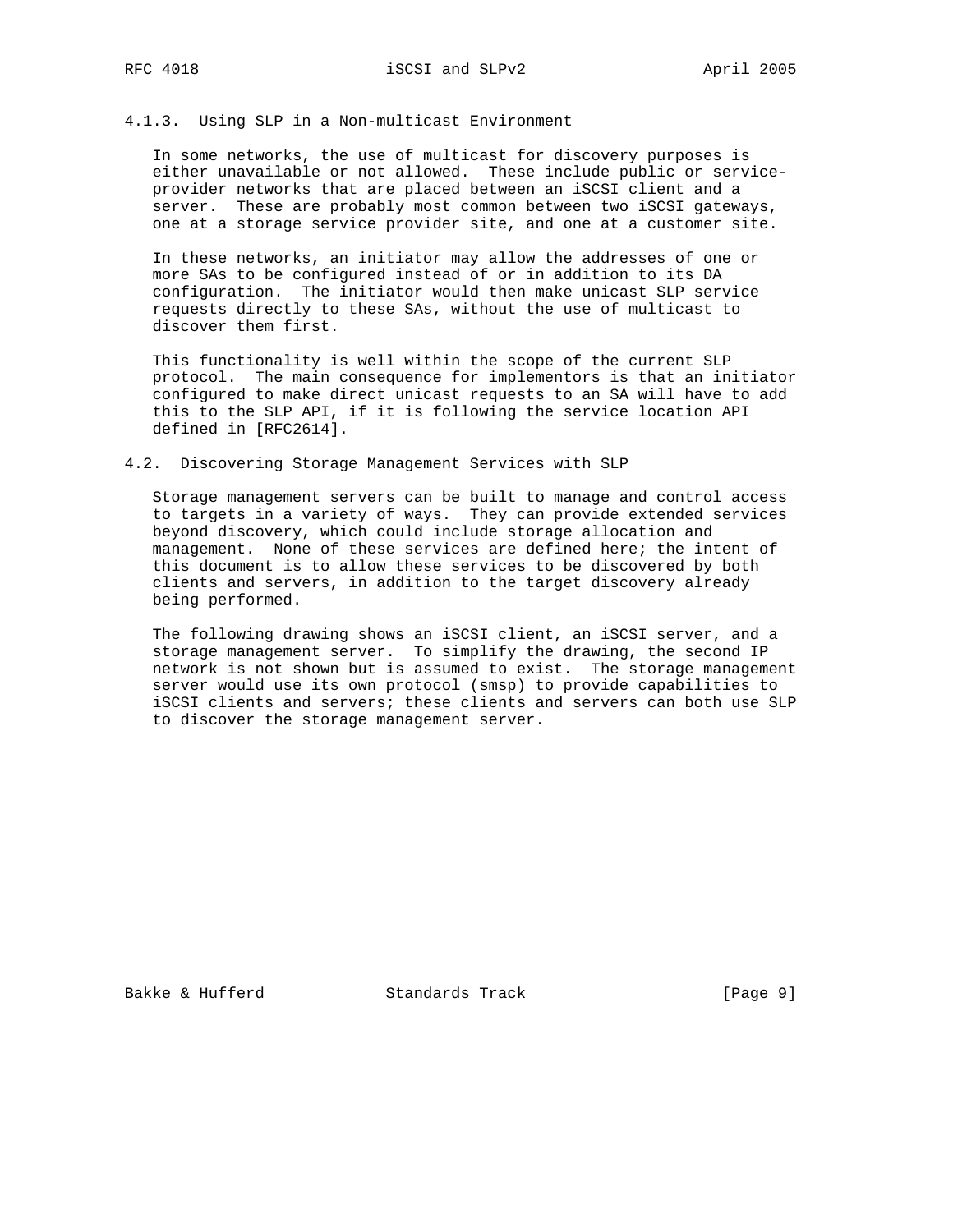### 4.1.3. Using SLP in a Non-multicast Environment

In some networks, the use of multicast for discovery purposes is either unavailable or not allowed. These include public or service-provider networks that are placed between an iSCSI client and a server. These are probably most common between two iSCSI gateways, one at a storage service provider site, and one at a customer site.

In these networks, an initiator may allow the addresses of one or more SAs to be configured instead of or in addition to its DA configuration. The initiator would then make unicast SLP service requests directly to these SAs, without the use of multicast to discover them first.

This functionality is well within the scope of the current SLP protocol. The main consequence for implementors is that an initiator configured to make direct unicast requests to an SA will have to add this to the SLP API, if it is following the service location API defined in [RFC2614].

## 4.2. Discovering Storage Management Services with SLP

Storage management servers can be built to manage and control access to targets in a variety of ways. They can provide extended services beyond discovery, which could include storage allocation and management. None of these services are defined here; the intent of this document is to allow these services to be discovered by both clients and servers, in addition to the target discovery already being performed.

The following drawing shows an iSCSI client, an iSCSI server, and a storage management server. To simplify the drawing, the second IP network is not shown but is assumed to exist. The storage management server would use its own protocol (smsp) to provide capabilities to iSCSI clients and servers; these clients and servers can both use SLP to discover the storage management server.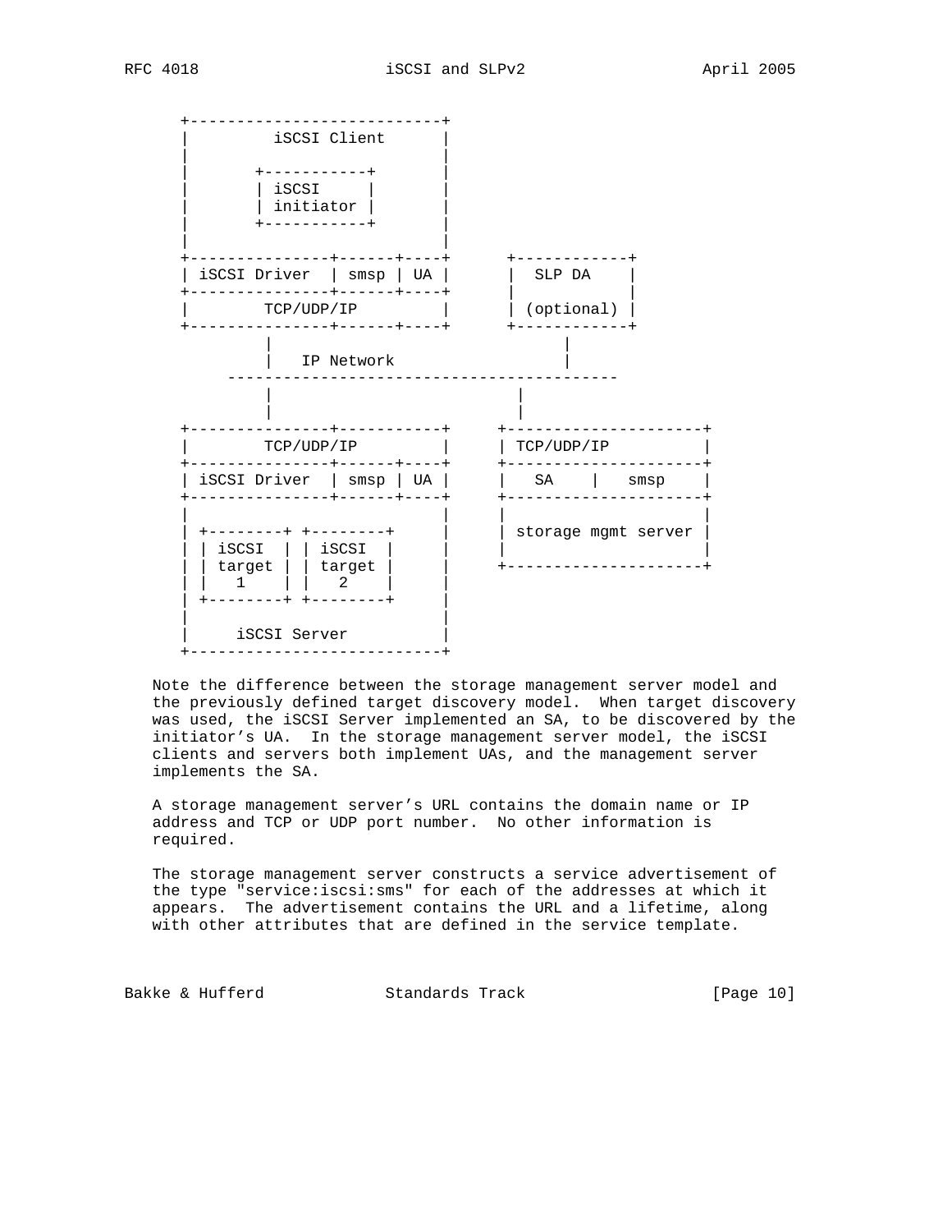```
   +---------------------------+
   |        iSCSI Client       |
   |                           |
   |       +-----------+       |
   |       | iSCSI     |       |
   |       | initiator |       |
   |       +-----------+       |
   |                           |
   +---------------+------+----+      +------------+
   | iSCSI Driver  | smsp | UA |      |  SLP DA    |
   +---------------+------+----+      |            |
   |        TCP/UDP/IP         |      | (optional) |
   +---------------+------+----+      +------------+
            |                               |
            |   IP Network                  |
       ------------------------------------------
            |                          |
            |                          |
   +---------------+-----------+     +---------------------+
   |        TCP/UDP/IP         |     | TCP/UDP/IP          |
   +---------------+------+----+     +---------------------+
   | iSCSI Driver  | smsp | UA |     |   SA    |   smsp    |
   +---------------+------+----+     +---------------------+
   |                           |     |                     |
   | +--------+ +--------+     |     | storage mgmt server |
   | | iSCSI  | | iSCSI  |     |     |                     |
   | | target | | target |     |     +---------------------+
   | |   1    | |   2    |     |
   | +--------+ +--------+     |
   |                           |
   |     iSCSI Server          |
   +---------------------------+
```

Note the difference between the storage management server model and the previously defined target discovery model. When target discovery was used, the iSCSI Server implemented an SA, to be discovered by the initiator's UA. In the storage management server model, the iSCSI clients and servers both implement UAs, and the management server implements the SA.

A storage management server's URL contains the domain name or IP address and TCP or UDP port number. No other information is required.

The storage management server constructs a service advertisement of the type "service:iscsi:sms" for each of the addresses at which it appears. The advertisement contains the URL and a lifetime, along with other attributes that are defined in the service template.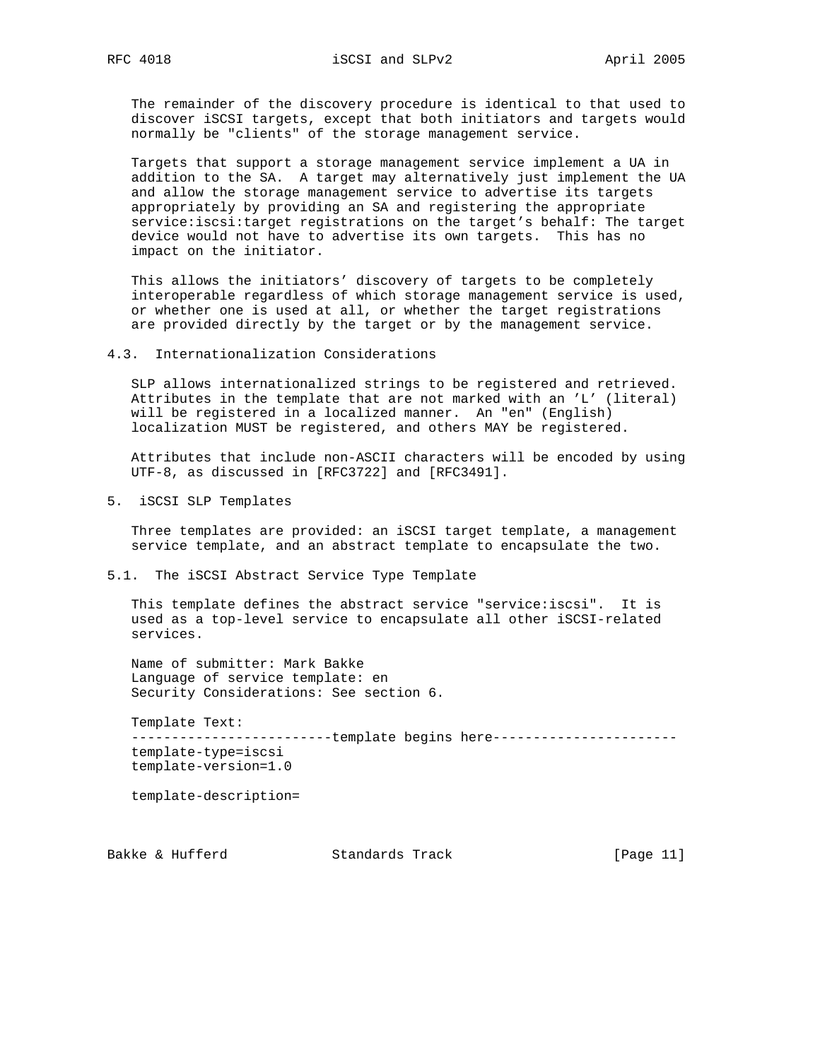The remainder of the discovery procedure is identical to that used to discover iSCSI targets, except that both initiators and targets would normally be "clients" of the storage management service.

Targets that support a storage management service implement a UA in addition to the SA. A target may alternatively just implement the UA and allow the storage management service to advertise its targets appropriately by providing an SA and registering the appropriate service:iscsi:target registrations on the target's behalf: The target device would not have to advertise its own targets. This has no impact on the initiator.

This allows the initiators' discovery of targets to be completely interoperable regardless of which storage management service is used, or whether one is used at all, or whether the target registrations are provided directly by the target or by the management service.

### 4.3. Internationalization Considerations

SLP allows internationalized strings to be registered and retrieved. Attributes in the template that are not marked with an 'L' (literal) will be registered in a localized manner. An "en" (English) localization MUST be registered, and others MAY be registered.

Attributes that include non-ASCII characters will be encoded by using UTF-8, as discussed in [RFC3722] and [RFC3491].

## 5. iSCSI SLP Templates

Three templates are provided: an iSCSI target template, a management service template, and an abstract template to encapsulate the two.

### 5.1. The iSCSI Abstract Service Type Template

This template defines the abstract service "service:iscsi". It is used as a top-level service to encapsulate all other iSCSI-related services.

Name of submitter: Mark Bakke
Language of service template: en
Security Considerations: See section 6.

Template Text:

```
-------------------------template begins here-----------------------
template-type=iscsi
template-version=1.0

template-description=
```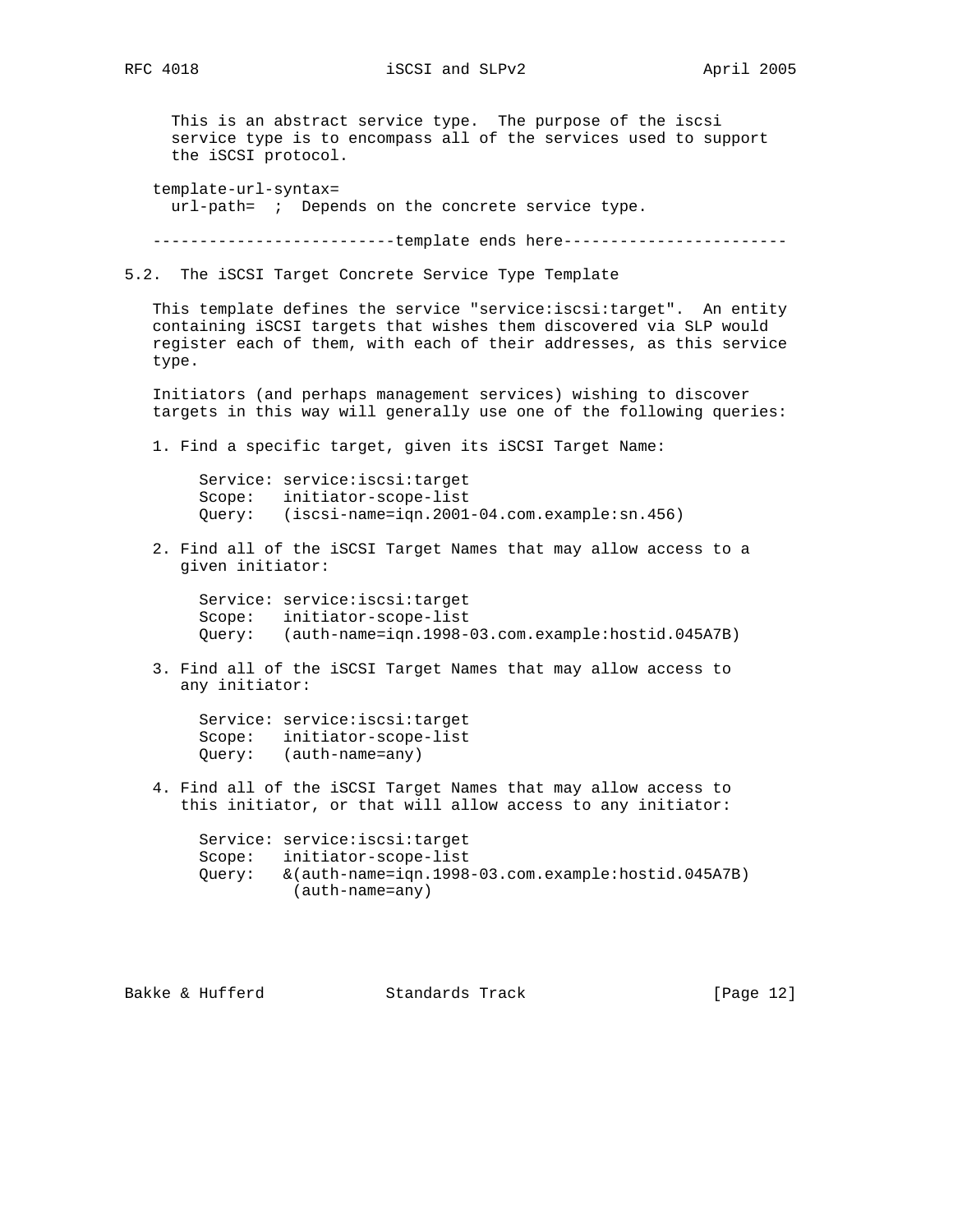This is an abstract service type. The purpose of the iscsi service type is to encompass all of the services used to support the iSCSI protocol.

```
   template-url-syntax=
     url-path=  ;  Depends on the concrete service type.

   --------------------------template ends here------------------------
```

### 5.2. The iSCSI Target Concrete Service Type Template

This template defines the service "service:iscsi:target". An entity containing iSCSI targets that wishes them discovered via SLP would register each of them, with each of their addresses, as this service type.

Initiators (and perhaps management services) wishing to discover targets in this way will generally use one of the following queries:

1. Find a specific target, given its iSCSI Target Name:

   ```
   Service: service:iscsi:target
   Scope:   initiator-scope-list
   Query:   (iscsi-name=iqn.2001-04.com.example:sn.456)
   ```

2. Find all of the iSCSI Target Names that may allow access to a given initiator:

   ```
   Service: service:iscsi:target
   Scope:   initiator-scope-list
   Query:   (auth-name=iqn.1998-03.com.example:hostid.045A7B)
   ```

3. Find all of the iSCSI Target Names that may allow access to any initiator:

   ```
   Service: service:iscsi:target
   Scope:   initiator-scope-list
   Query:   (auth-name=any)
   ```

4. Find all of the iSCSI Target Names that may allow access to this initiator, or that will allow access to any initiator:

   ```
   Service: service:iscsi:target
   Scope:   initiator-scope-list
   Query:   &(auth-name=iqn.1998-03.com.example:hostid.045A7B)
             (auth-name=any)
   ```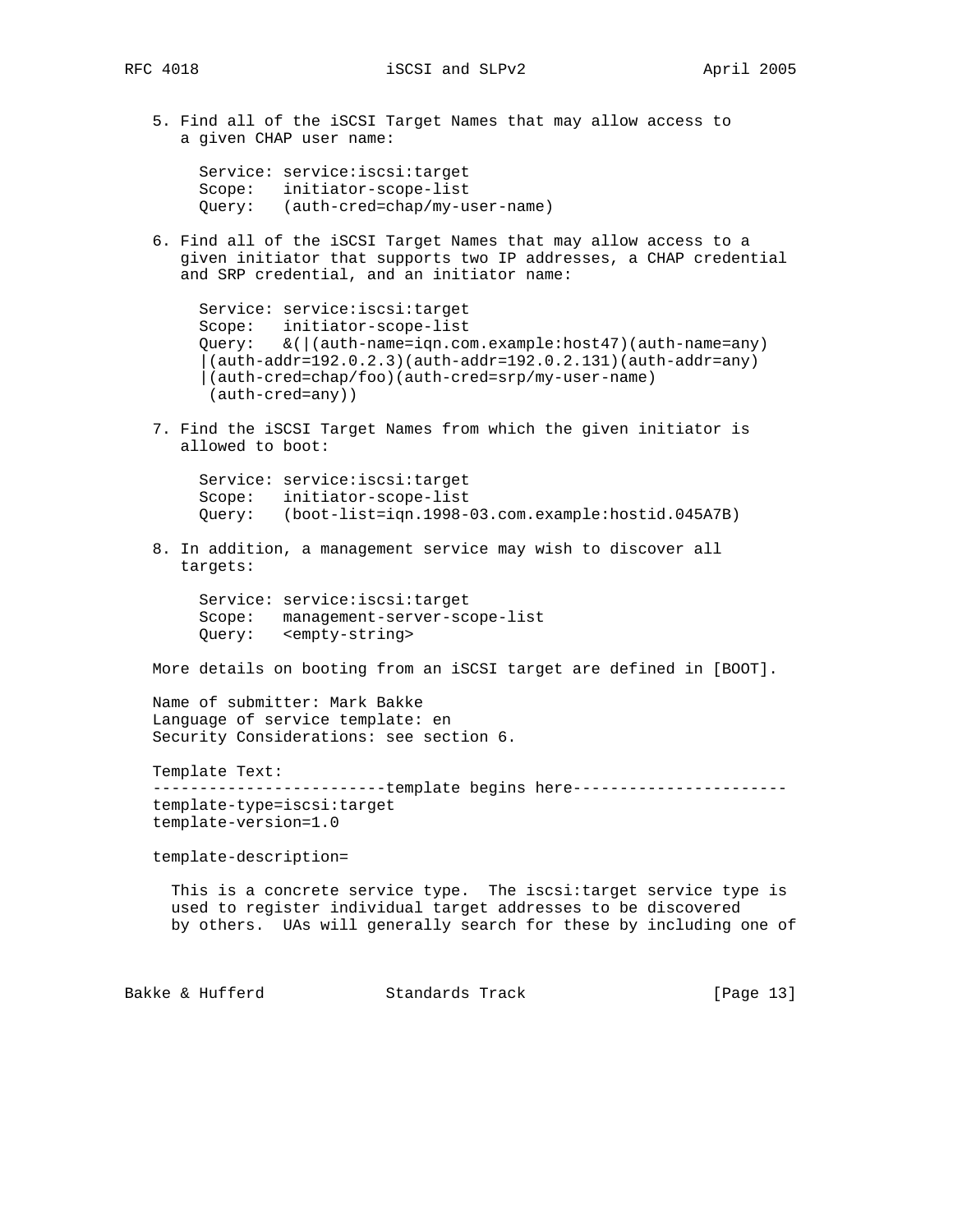5. Find all of the iSCSI Target Names that may allow access to a given CHAP user name:

```
Service: service:iscsi:target
Scope:   initiator-scope-list
Query:   (auth-cred=chap/my-user-name)
```

6. Find all of the iSCSI Target Names that may allow access to a given initiator that supports two IP addresses, a CHAP credential and SRP credential, and an initiator name:

```
Service: service:iscsi:target
Scope:   initiator-scope-list
Query:   &(|(auth-name=iqn.com.example:host47)(auth-name=any)
|(auth-addr=192.0.2.3)(auth-addr=192.0.2.131)(auth-addr=any)
|(auth-cred=chap/foo)(auth-cred=srp/my-user-name)
 (auth-cred=any))
```

7. Find the iSCSI Target Names from which the given initiator is allowed to boot:

```
Service: service:iscsi:target
Scope:   initiator-scope-list
Query:   (boot-list=iqn.1998-03.com.example:hostid.045A7B)
```

8. In addition, a management service may wish to discover all targets:

```
Service: service:iscsi:target
Scope:   management-server-scope-list
Query:   <empty-string>
```

More details on booting from an iSCSI target are defined in [BOOT].

Name of submitter: Mark Bakke
Language of service template: en
Security Considerations: see section 6.

Template Text:

```
-------------------------template begins here-----------------------
template-type=iscsi:target
template-version=1.0

template-description=

  This is a concrete service type.  The iscsi:target service type is
  used to register individual target addresses to be discovered
  by others.  UAs will generally search for these by including one of
```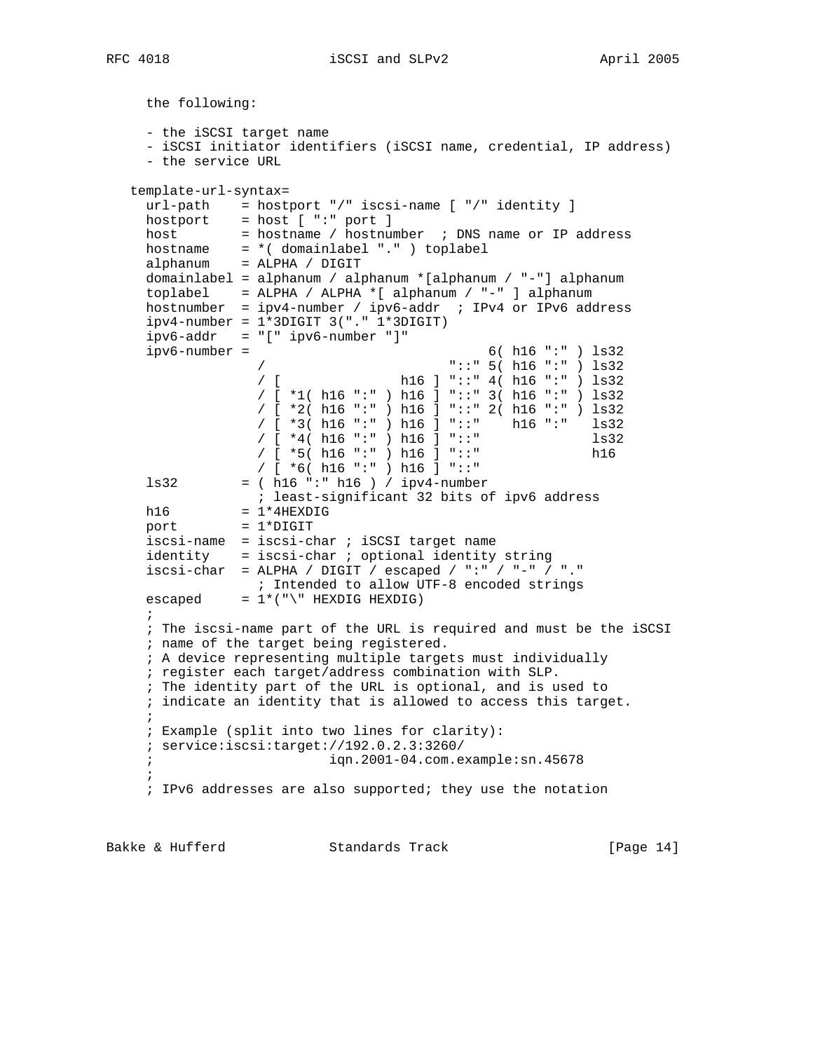the following:

- the iSCSI target name
- iSCSI initiator identifiers (iSCSI name, credential, IP address)
- the service URL

```
template-url-syntax=
  url-path    = hostport "/" iscsi-name [ "/" identity ]
  hostport    = host [ ":" port ]
  host        = hostname / hostnumber  ; DNS name or IP address
  hostname    = *( domainlabel "." ) toplabel
  alphanum    = ALPHA / DIGIT
  domainlabel = alphanum / alphanum *[alphanum / "-"] alphanum
  toplabel    = ALPHA / ALPHA *[ alphanum / "-" ] alphanum
  hostnumber  = ipv4-number / ipv6-addr  ; IPv4 or IPv6 address
  ipv4-number = 1*3DIGIT 3("." 1*3DIGIT)
  ipv6-addr   = "[" ipv6-number "]"
  ipv6-number =                              6( h16 ":" ) ls32
              /                       "::" 5( h16 ":" ) ls32
              / [               h16 ] "::" 4( h16 ":" ) ls32
              / [ *1( h16 ":" ) h16 ] "::" 3( h16 ":" ) ls32
              / [ *2( h16 ":" ) h16 ] "::" 2( h16 ":" ) ls32
              / [ *3( h16 ":" ) h16 ] "::"    h16 ":"   ls32
              / [ *4( h16 ":" ) h16 ] "::"              ls32
              / [ *5( h16 ":" ) h16 ] "::"              h16
              / [ *6( h16 ":" ) h16 ] "::"
  ls32        = ( h16 ":" h16 ) / ipv4-number
              ; least-significant 32 bits of ipv6 address
  h16         = 1*4HEXDIG
  port        = 1*DIGIT
  iscsi-name  = iscsi-char ; iSCSI target name
  identity    = iscsi-char ; optional identity string
  iscsi-char  = ALPHA / DIGIT / escaped / ":" / "-" / "."
              ; Intended to allow UTF-8 encoded strings
  escaped     = 1*("\" HEXDIG HEXDIG)
  ;
  ; The iscsi-name part of the URL is required and must be the iSCSI
  ; name of the target being registered.
  ; A device representing multiple targets must individually
  ; register each target/address combination with SLP.
  ; The identity part of the URL is optional, and is used to
  ; indicate an identity that is allowed to access this target.
  ;
  ; Example (split into two lines for clarity):
  ; service:iscsi:target://192.0.2.3:3260/
  ;                     iqn.2001-04.com.example:sn.45678
  ;
  ; IPv6 addresses are also supported; they use the notation
```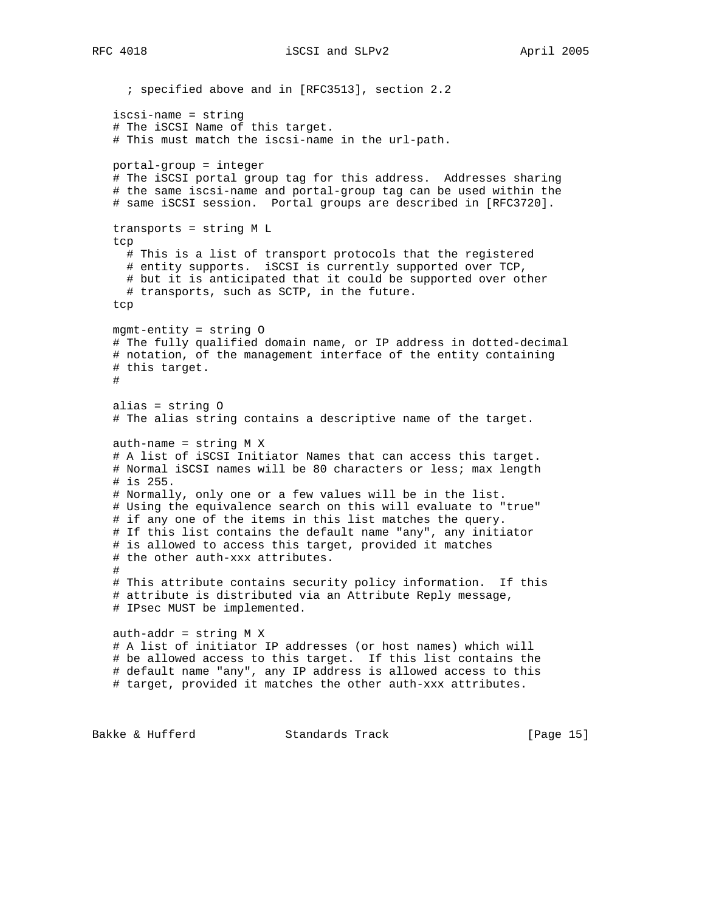```
     ; specified above and in [RFC3513], section 2.2

   iscsi-name = string
   # The iSCSI Name of this target.
   # This must match the iscsi-name in the url-path.

   portal-group = integer
   # The iSCSI portal group tag for this address.  Addresses sharing
   # the same iscsi-name and portal-group tag can be used within the
   # same iSCSI session.  Portal groups are described in [RFC3720].

   transports = string M L
   tcp
     # This is a list of transport protocols that the registered
     # entity supports.  iSCSI is currently supported over TCP,
     # but it is anticipated that it could be supported over other
     # transports, such as SCTP, in the future.
   tcp

   mgmt-entity = string O
   # The fully qualified domain name, or IP address in dotted-decimal
   # notation, of the management interface of the entity containing
   # this target.
   #

   alias = string O
   # The alias string contains a descriptive name of the target.

   auth-name = string M X
   # A list of iSCSI Initiator Names that can access this target.
   # Normal iSCSI names will be 80 characters or less; max length
   # is 255.
   # Normally, only one or a few values will be in the list.
   # Using the equivalence search on this will evaluate to "true"
   # if any one of the items in this list matches the query.
   # If this list contains the default name "any", any initiator
   # is allowed to access this target, provided it matches
   # the other auth-xxx attributes.
   #
   # This attribute contains security policy information.  If this
   # attribute is distributed via an Attribute Reply message,
   # IPsec MUST be implemented.

   auth-addr = string M X
   # A list of initiator IP addresses (or host names) which will
   # be allowed access to this target.  If this list contains the
   # default name "any", any IP address is allowed access to this
   # target, provided it matches the other auth-xxx attributes.
```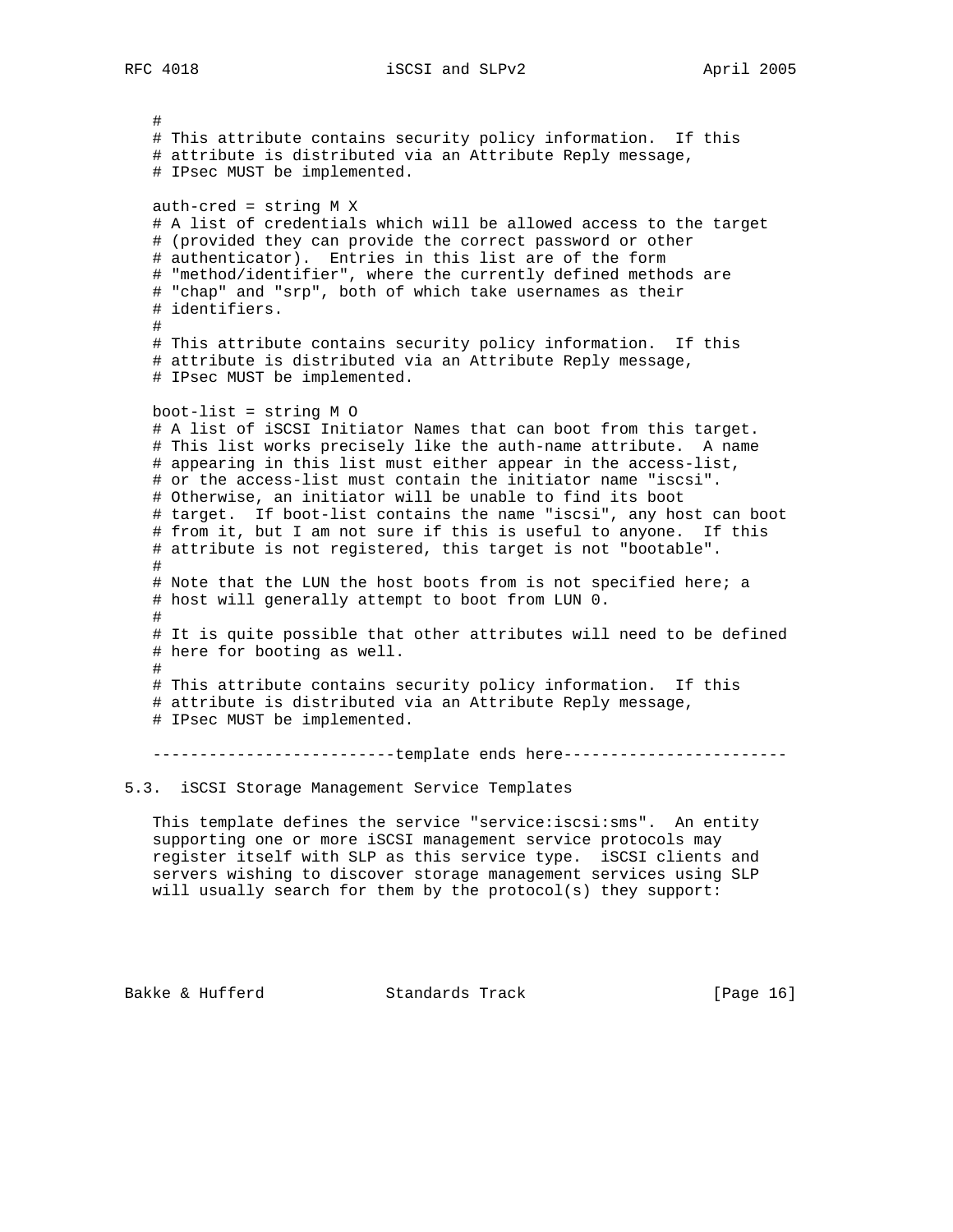```
#
# This attribute contains security policy information.  If this
# attribute is distributed via an Attribute Reply message,
# IPsec MUST be implemented.

auth-cred = string M X
# A list of credentials which will be allowed access to the target
# (provided they can provide the correct password or other
# authenticator).  Entries in this list are of the form
# "method/identifier", where the currently defined methods are
# "chap" and "srp", both of which take usernames as their
# identifiers.
#
# This attribute contains security policy information.  If this
# attribute is distributed via an Attribute Reply message,
# IPsec MUST be implemented.

boot-list = string M O
# A list of iSCSI Initiator Names that can boot from this target.
# This list works precisely like the auth-name attribute.  A name
# appearing in this list must either appear in the access-list,
# or the access-list must contain the initiator name "iscsi".
# Otherwise, an initiator will be unable to find its boot
# target.  If boot-list contains the name "iscsi", any host can boot
# from it, but I am not sure if this is useful to anyone.  If this
# attribute is not registered, this target is not "bootable".
#
# Note that the LUN the host boots from is not specified here; a
# host will generally attempt to boot from LUN 0.
#
# It is quite possible that other attributes will need to be defined
# here for booting as well.
#
# This attribute contains security policy information.  If this
# attribute is distributed via an Attribute Reply message,
# IPsec MUST be implemented.

--------------------------template ends here------------------------
```

## 5.3. iSCSI Storage Management Service Templates

This template defines the service "service:iscsi:sms". An entity supporting one or more iSCSI management service protocols may register itself with SLP as this service type. iSCSI clients and servers wishing to discover storage management services using SLP will usually search for them by the protocol(s) they support: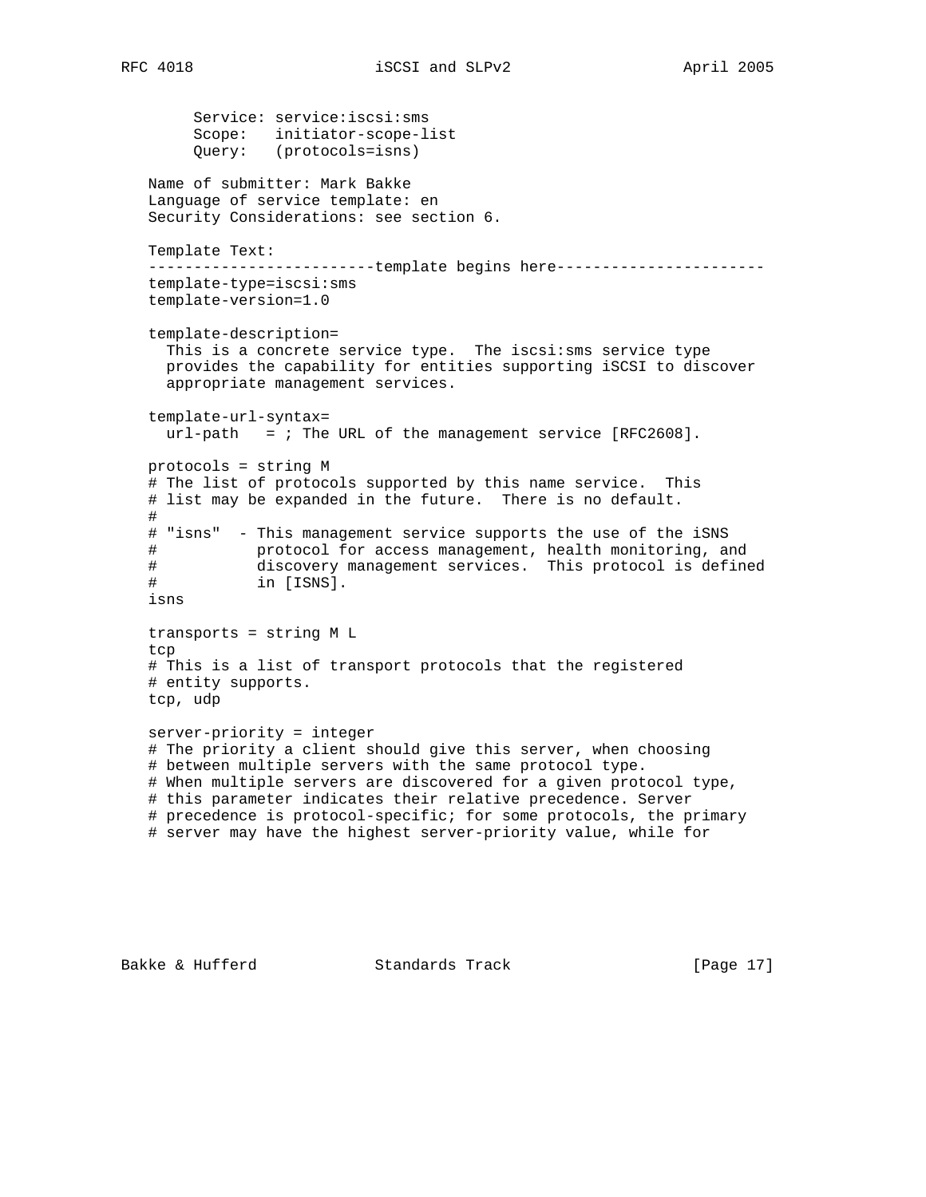```
      Service: service:iscsi:sms
      Scope:   initiator-scope-list
      Query:   (protocols=isns)
```

Name of submitter: Mark Bakke
Language of service template: en
Security Considerations: see section 6.

Template Text:

```
-------------------------template begins here-----------------------
template-type=iscsi:sms
template-version=1.0

template-description=
  This is a concrete service type.  The iscsi:sms service type
  provides the capability for entities supporting iSCSI to discover
  appropriate management services.

template-url-syntax=
  url-path   = ; The URL of the management service [RFC2608].

protocols = string M
# The list of protocols supported by this name service.  This
# list may be expanded in the future.  There is no default.
#
# "isns"  - This management service supports the use of the iSNS
#           protocol for access management, health monitoring, and
#           discovery management services.  This protocol is defined
#           in [ISNS].
isns

transports = string M L
tcp
# This is a list of transport protocols that the registered
# entity supports.
tcp, udp

server-priority = integer
# The priority a client should give this server, when choosing
# between multiple servers with the same protocol type.
# When multiple servers are discovered for a given protocol type,
# this parameter indicates their relative precedence. Server
# precedence is protocol-specific; for some protocols, the primary
# server may have the highest server-priority value, while for
```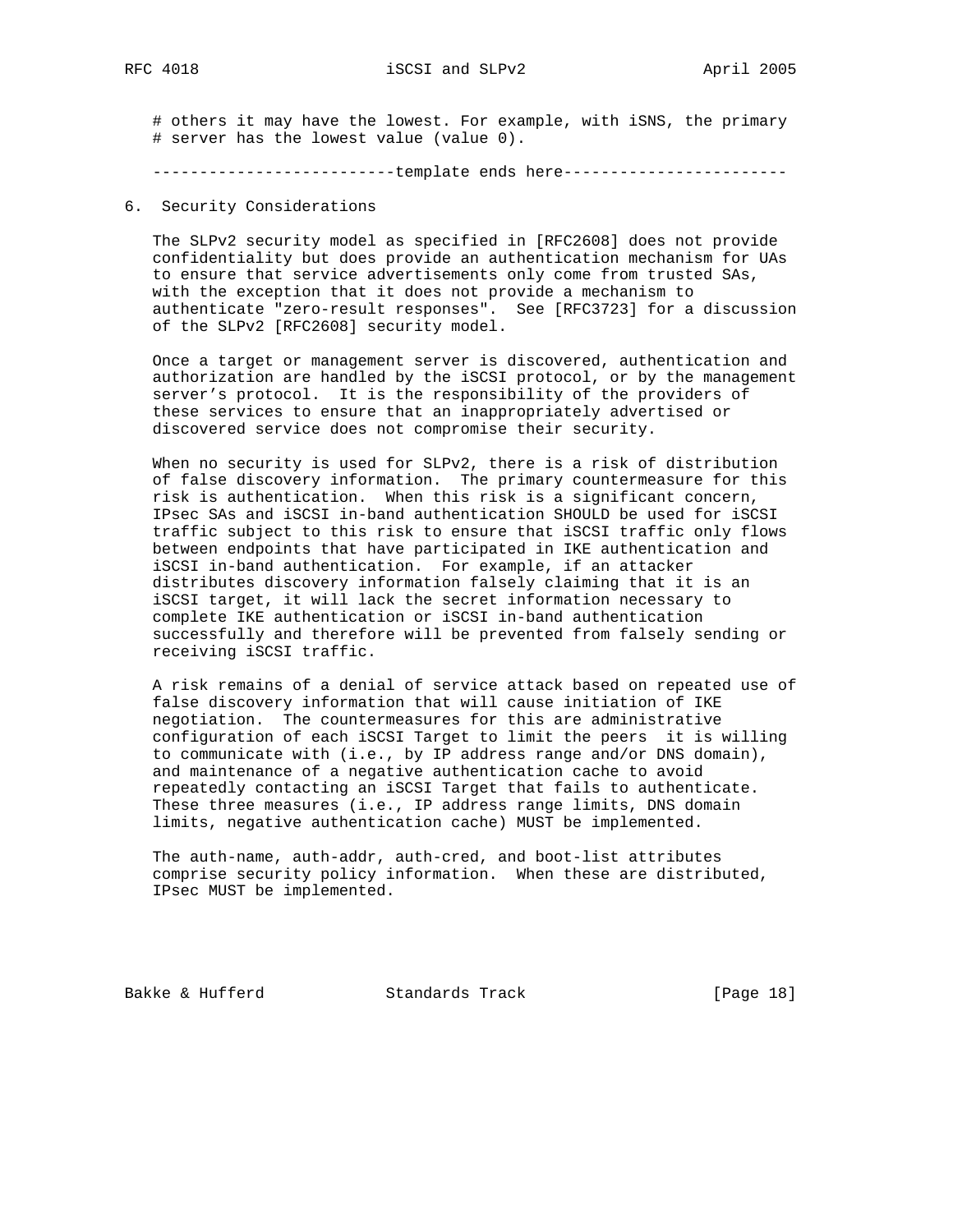```
# others it may have the lowest. For example, with iSNS, the primary
# server has the lowest value (value 0).

--------------------------template ends here------------------------
```

## 6. Security Considerations

The SLPv2 security model as specified in [RFC2608] does not provide confidentiality but does provide an authentication mechanism for UAs to ensure that service advertisements only come from trusted SAs, with the exception that it does not provide a mechanism to authenticate "zero-result responses". See [RFC3723] for a discussion of the SLPv2 [RFC2608] security model.

Once a target or management server is discovered, authentication and authorization are handled by the iSCSI protocol, or by the management server's protocol. It is the responsibility of the providers of these services to ensure that an inappropriately advertised or discovered service does not compromise their security.

When no security is used for SLPv2, there is a risk of distribution of false discovery information. The primary countermeasure for this risk is authentication. When this risk is a significant concern, IPsec SAs and iSCSI in-band authentication SHOULD be used for iSCSI traffic subject to this risk to ensure that iSCSI traffic only flows between endpoints that have participated in IKE authentication and iSCSI in-band authentication. For example, if an attacker distributes discovery information falsely claiming that it is an iSCSI target, it will lack the secret information necessary to complete IKE authentication or iSCSI in-band authentication successfully and therefore will be prevented from falsely sending or receiving iSCSI traffic.

A risk remains of a denial of service attack based on repeated use of false discovery information that will cause initiation of IKE negotiation. The countermeasures for this are administrative configuration of each iSCSI Target to limit the peers it is willing to communicate with (i.e., by IP address range and/or DNS domain), and maintenance of a negative authentication cache to avoid repeatedly contacting an iSCSI Target that fails to authenticate. These three measures (i.e., IP address range limits, DNS domain limits, negative authentication cache) MUST be implemented.

The auth-name, auth-addr, auth-cred, and boot-list attributes comprise security policy information. When these are distributed, IPsec MUST be implemented.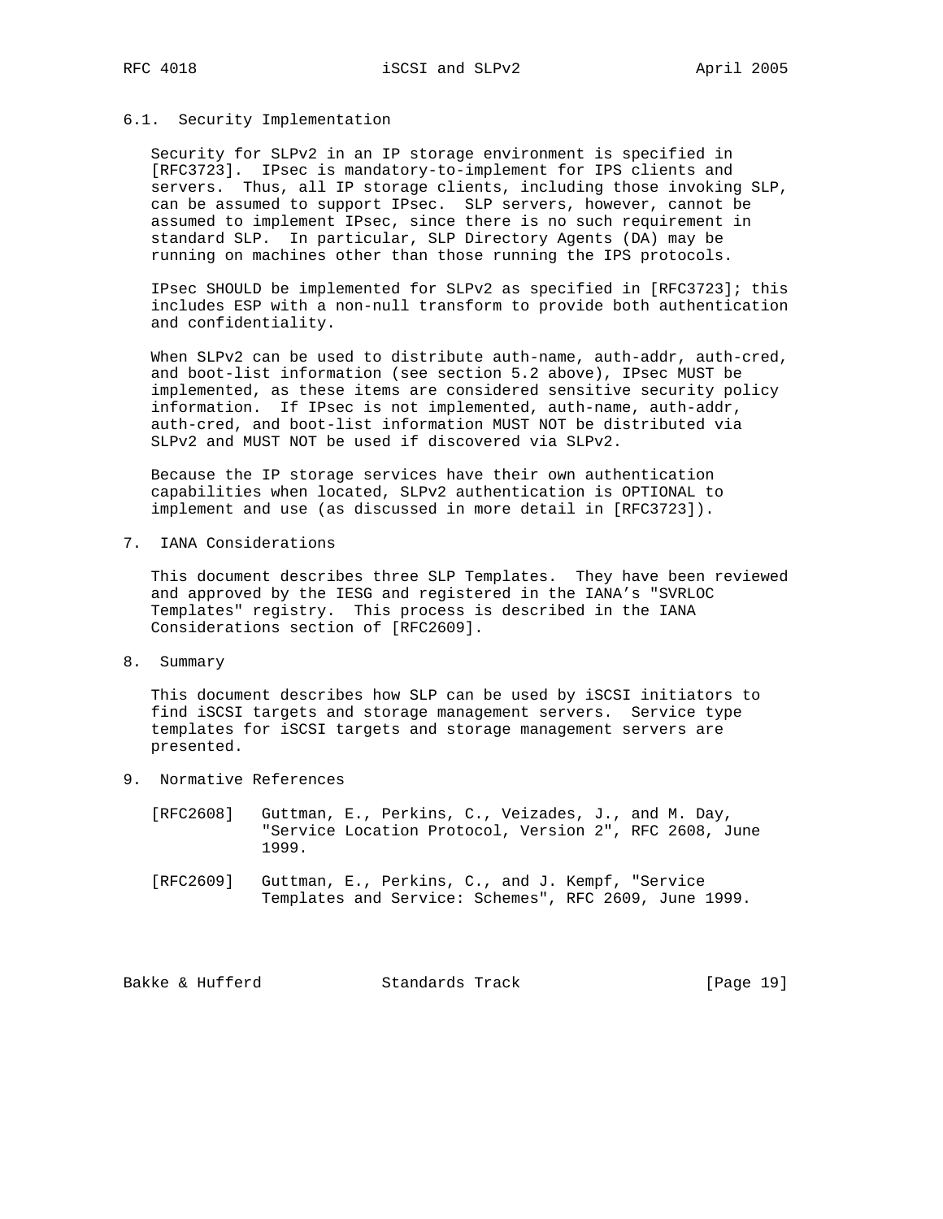### 6.1. Security Implementation

Security for SLPv2 in an IP storage environment is specified in [RFC3723]. IPsec is mandatory-to-implement for IPS clients and servers. Thus, all IP storage clients, including those invoking SLP, can be assumed to support IPsec. SLP servers, however, cannot be assumed to implement IPsec, since there is no such requirement in standard SLP. In particular, SLP Directory Agents (DA) may be running on machines other than those running the IPS protocols.

IPsec SHOULD be implemented for SLPv2 as specified in [RFC3723]; this includes ESP with a non-null transform to provide both authentication and confidentiality.

When SLPv2 can be used to distribute auth-name, auth-addr, auth-cred, and boot-list information (see section 5.2 above), IPsec MUST be implemented, as these items are considered sensitive security policy information. If IPsec is not implemented, auth-name, auth-addr, auth-cred, and boot-list information MUST NOT be distributed via SLPv2 and MUST NOT be used if discovered via SLPv2.

Because the IP storage services have their own authentication capabilities when located, SLPv2 authentication is OPTIONAL to implement and use (as discussed in more detail in [RFC3723]).

## 7. IANA Considerations

This document describes three SLP Templates. They have been reviewed and approved by the IESG and registered in the IANA's "SVRLOC Templates" registry. This process is described in the IANA Considerations section of [RFC2609].

## 8. Summary

This document describes how SLP can be used by iSCSI initiators to find iSCSI targets and storage management servers. Service type templates for iSCSI targets and storage management servers are presented.

## 9. Normative References

[RFC2608] Guttman, E., Perkins, C., Veizades, J., and M. Day, "Service Location Protocol, Version 2", RFC 2608, June 1999.

[RFC2609] Guttman, E., Perkins, C., and J. Kempf, "Service Templates and Service: Schemes", RFC 2609, June 1999.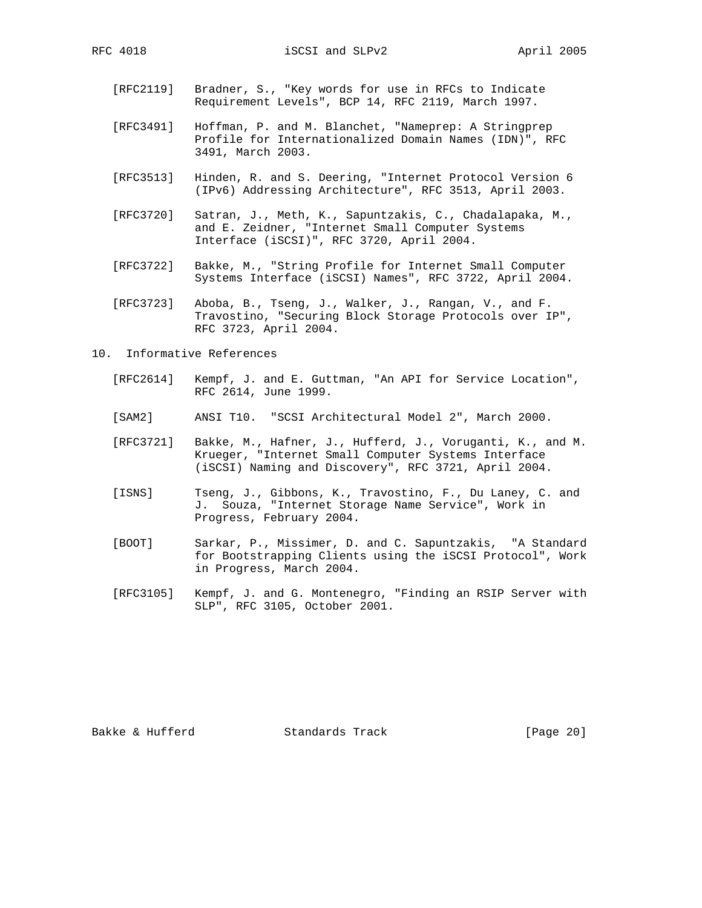[RFC2119] Bradner, S., "Key words for use in RFCs to Indicate Requirement Levels", BCP 14, RFC 2119, March 1997.

[RFC3491] Hoffman, P. and M. Blanchet, "Nameprep: A Stringprep Profile for Internationalized Domain Names (IDN)", RFC 3491, March 2003.

[RFC3513] Hinden, R. and S. Deering, "Internet Protocol Version 6 (IPv6) Addressing Architecture", RFC 3513, April 2003.

[RFC3720] Satran, J., Meth, K., Sapuntzakis, C., Chadalapaka, M., and E. Zeidner, "Internet Small Computer Systems Interface (iSCSI)", RFC 3720, April 2004.

[RFC3722] Bakke, M., "String Profile for Internet Small Computer Systems Interface (iSCSI) Names", RFC 3722, April 2004.

[RFC3723] Aboba, B., Tseng, J., Walker, J., Rangan, V., and F. Travostino, "Securing Block Storage Protocols over IP", RFC 3723, April 2004.

## 10. Informative References

[RFC2614] Kempf, J. and E. Guttman, "An API for Service Location", RFC 2614, June 1999.

[SAM2] ANSI T10. "SCSI Architectural Model 2", March 2000.

[RFC3721] Bakke, M., Hafner, J., Hufferd, J., Voruganti, K., and M. Krueger, "Internet Small Computer Systems Interface (iSCSI) Naming and Discovery", RFC 3721, April 2004.

[ISNS] Tseng, J., Gibbons, K., Travostino, F., Du Laney, C. and J. Souza, "Internet Storage Name Service", Work in Progress, February 2004.

[BOOT] Sarkar, P., Missimer, D. and C. Sapuntzakis, "A Standard for Bootstrapping Clients using the iSCSI Protocol", Work in Progress, March 2004.

[RFC3105] Kempf, J. and G. Montenegro, "Finding an RSIP Server with SLP", RFC 3105, October 2001.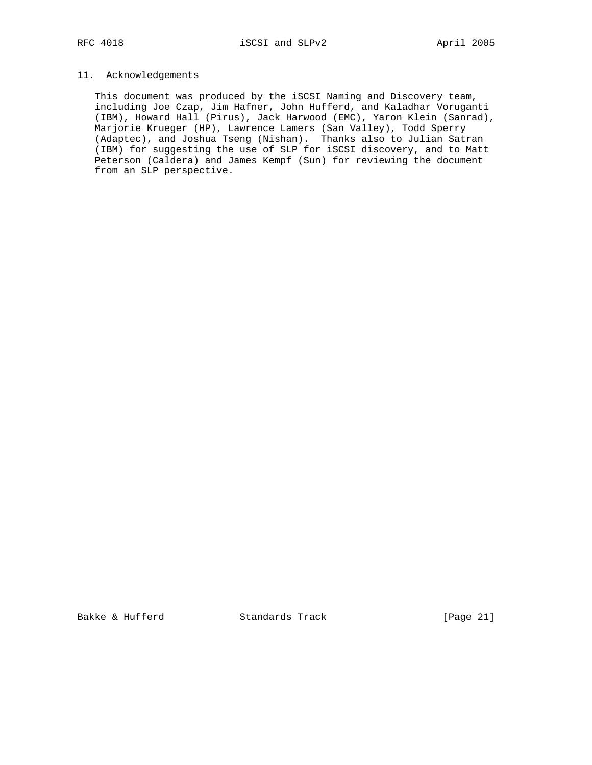## 11. Acknowledgements

This document was produced by the iSCSI Naming and Discovery team, including Joe Czap, Jim Hafner, John Hufferd, and Kaladhar Voruganti (IBM), Howard Hall (Pirus), Jack Harwood (EMC), Yaron Klein (Sanrad), Marjorie Krueger (HP), Lawrence Lamers (San Valley), Todd Sperry (Adaptec), and Joshua Tseng (Nishan). Thanks also to Julian Satran (IBM) for suggesting the use of SLP for iSCSI discovery, and to Matt Peterson (Caldera) and James Kempf (Sun) for reviewing the document from an SLP perspective.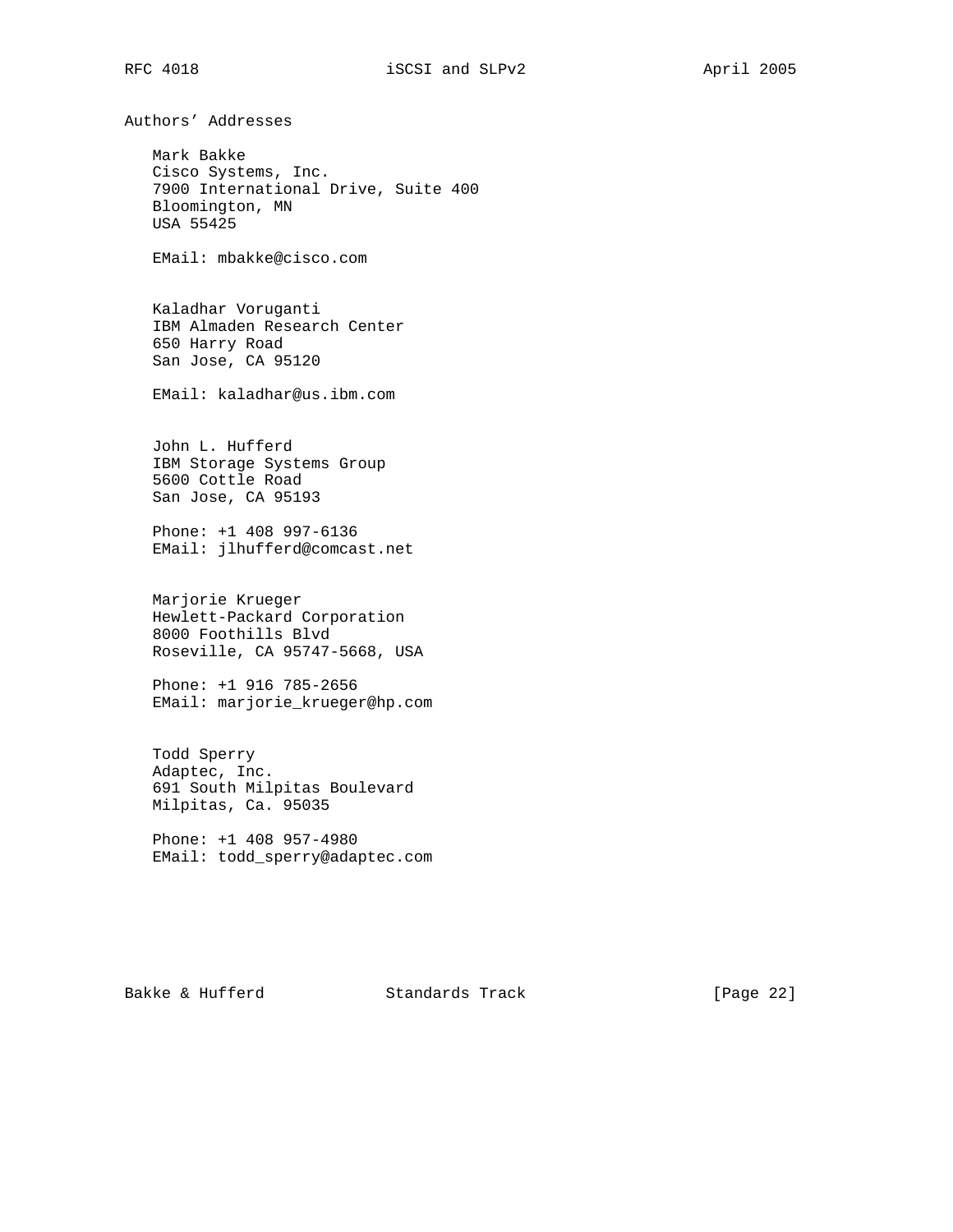## Authors' Addresses

Mark Bakke
Cisco Systems, Inc.
7900 International Drive, Suite 400
Bloomington, MN
USA 55425

EMail: mbakke@cisco.com

Kaladhar Voruganti
IBM Almaden Research Center
650 Harry Road
San Jose, CA 95120

EMail: kaladhar@us.ibm.com

John L. Hufferd
IBM Storage Systems Group
5600 Cottle Road
San Jose, CA 95193

Phone: +1 408 997-6136
EMail: jlhufferd@comcast.net

Marjorie Krueger
Hewlett-Packard Corporation
8000 Foothills Blvd
Roseville, CA 95747-5668, USA

Phone: +1 916 785-2656
EMail: marjorie_krueger@hp.com

Todd Sperry
Adaptec, Inc.
691 South Milpitas Boulevard
Milpitas, Ca. 95035

Phone: +1 408 957-4980
EMail: todd_sperry@adaptec.com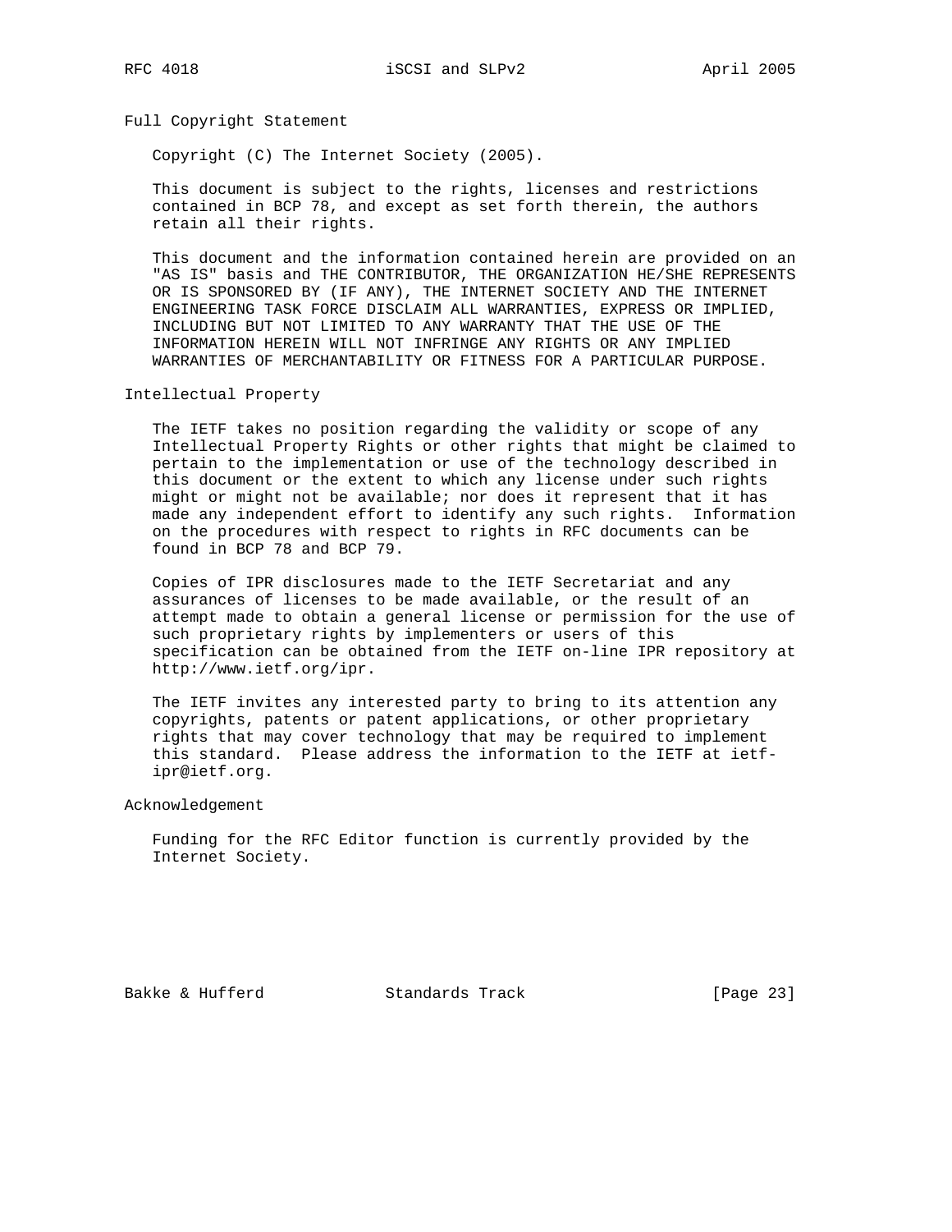## Full Copyright Statement

Copyright (C) The Internet Society (2005).

This document is subject to the rights, licenses and restrictions contained in BCP 78, and except as set forth therein, the authors retain all their rights.

This document and the information contained herein are provided on an "AS IS" basis and THE CONTRIBUTOR, THE ORGANIZATION HE/SHE REPRESENTS OR IS SPONSORED BY (IF ANY), THE INTERNET SOCIETY AND THE INTERNET ENGINEERING TASK FORCE DISCLAIM ALL WARRANTIES, EXPRESS OR IMPLIED, INCLUDING BUT NOT LIMITED TO ANY WARRANTY THAT THE USE OF THE INFORMATION HEREIN WILL NOT INFRINGE ANY RIGHTS OR ANY IMPLIED WARRANTIES OF MERCHANTABILITY OR FITNESS FOR A PARTICULAR PURPOSE.

## Intellectual Property

The IETF takes no position regarding the validity or scope of any Intellectual Property Rights or other rights that might be claimed to pertain to the implementation or use of the technology described in this document or the extent to which any license under such rights might or might not be available; nor does it represent that it has made any independent effort to identify any such rights. Information on the procedures with respect to rights in RFC documents can be found in BCP 78 and BCP 79.

Copies of IPR disclosures made to the IETF Secretariat and any assurances of licenses to be made available, or the result of an attempt made to obtain a general license or permission for the use of such proprietary rights by implementers or users of this specification can be obtained from the IETF on-line IPR repository at http://www.ietf.org/ipr.

The IETF invites any interested party to bring to its attention any copyrights, patents or patent applications, or other proprietary rights that may cover technology that may be required to implement this standard. Please address the information to the IETF at ietf-ipr@ietf.org.

## Acknowledgement

Funding for the RFC Editor function is currently provided by the Internet Society.